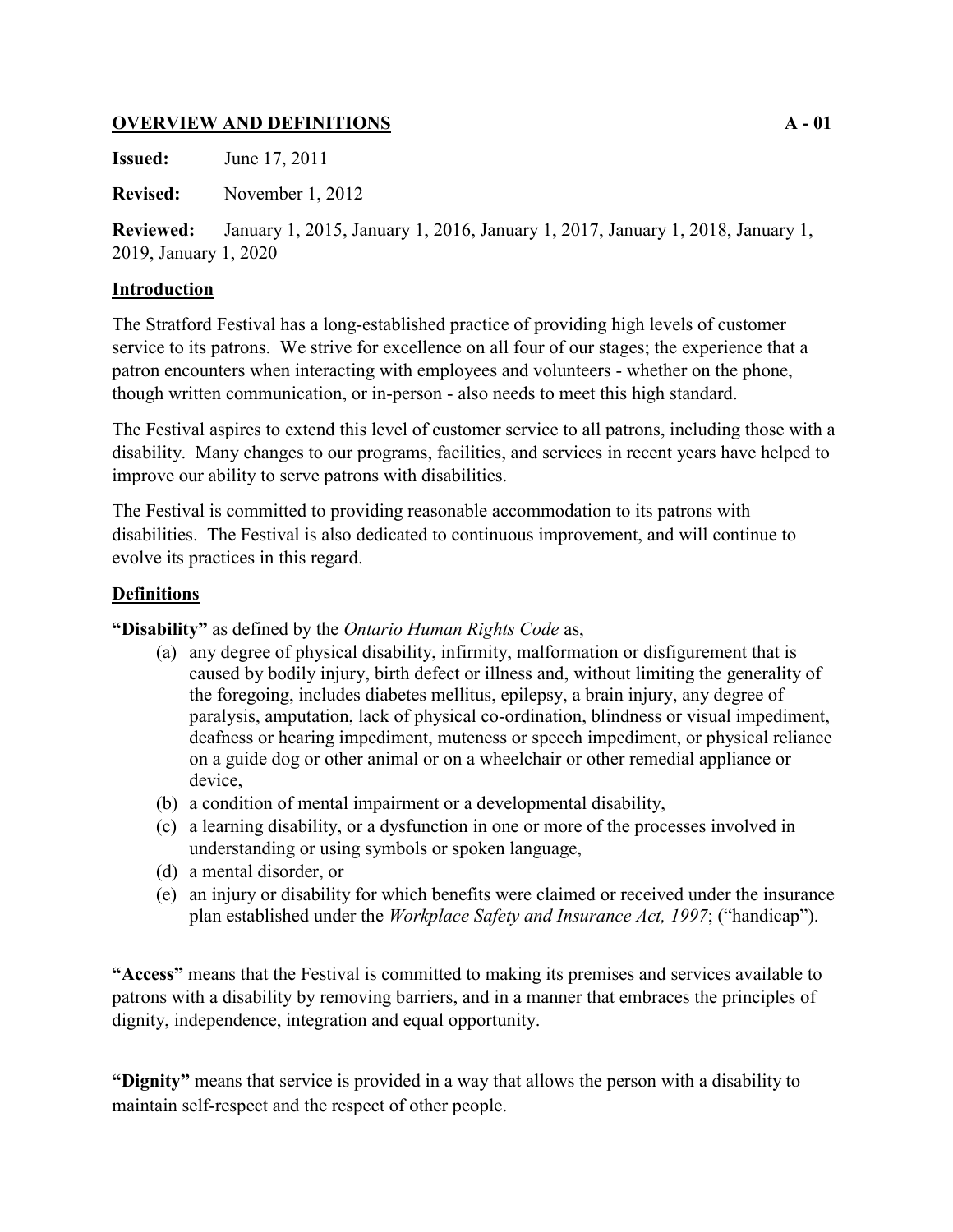## OVERVIEW AND DEFINITIONS A - 01

**Issued:** June 17, 2011

**Revised:** November 1, 2012

**Reviewed:** January 1, 2015, January 1, 2016, January 1, 2017, January 1, 2018, January 1, 2019, January 1, 2020

### Introduction

The Stratford Festival has a long-established practice of providing high levels of customer service to its patrons. We strive for excellence on all four of our stages; the experience that a patron encounters when interacting with employees and volunteers - whether on the phone, though written communication, or in-person - also needs to meet this high standard.

The Festival aspires to extend this level of customer service to all patrons, including those with a disability. Many changes to our programs, facilities, and services in recent years have helped to improve our ability to serve patrons with disabilities.

The Festival is committed to providing reasonable accommodation to its patrons with disabilities. The Festival is also dedicated to continuous improvement, and will continue to evolve its practices in this regard.

### Definitions

**"Disability"** as defined by the *Ontario Human Rights Code* as,

(a) any degree of physical disability, infirmity, malformation or disfigurement that is caused by bodily injury, birth defect or illness and, without limiting the generality of the foregoing, includes diabetes mellitus, epilepsy, a brain injury, any degree of paralysis, amputation, lack of physical co-ordination, blindness or visual impediment, deafness or hearing impediment, muteness or speech impediment, or physical reliance on a guide dog or other animal or on a wheelchair or other remedial appliance or device,

(b) a condition of mental impairment or a developmental disability,

(c) a learning disability, or a dysfunction in one or more of the processes involved in understanding or using symbols or spoken language,

(d) a mental disorder, or

(e) an injury or disability for which benefits were claimed or received under the insurance plan established under the *Workplace Safety and Insurance Act, 1997*; ("handicap").

**"Access"** means that the Festival is committed to making its premises and services available to patrons with a disability by removing barriers, and in a manner that embraces the principles of dignity, independence, integration and equal opportunity.

**"Dignity"** means that service is provided in a way that allows the person with a disability to maintain self-respect and the respect of other people.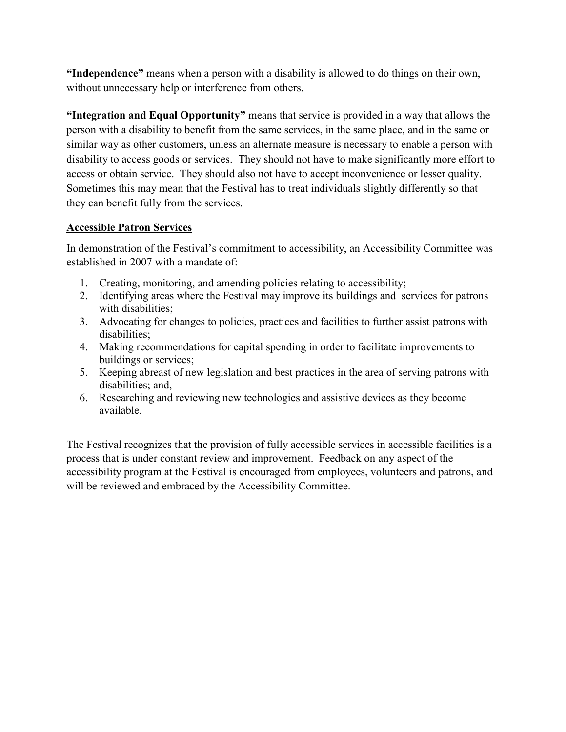**"Independence"** means when a person with a disability is allowed to do things on their own, without unnecessary help or interference from others.

**"Integration and Equal Opportunity"** means that service is provided in a way that allows the person with a disability to benefit from the same services, in the same place, and in the same or similar way as other customers, unless an alternate measure is necessary to enable a person with disability to access goods or services. They should not have to make significantly more effort to access or obtain service. They should also not have to accept inconvenience or lesser quality. Sometimes this may mean that the Festival has to treat individuals slightly differently so that they can benefit fully from the services.

## Accessible Patron Services

In demonstration of the Festival's commitment to accessibility, an Accessibility Committee was established in 2007 with a mandate of:

1. Creating, monitoring, and amending policies relating to accessibility;
2. Identifying areas where the Festival may improve its buildings and services for patrons with disabilities;
3. Advocating for changes to policies, practices and facilities to further assist patrons with disabilities;
4. Making recommendations for capital spending in order to facilitate improvements to buildings or services;
5. Keeping abreast of new legislation and best practices in the area of serving patrons with disabilities; and,
6. Researching and reviewing new technologies and assistive devices as they become available.

The Festival recognizes that the provision of fully accessible services in accessible facilities is a process that is under constant review and improvement. Feedback on any aspect of the accessibility program at the Festival is encouraged from employees, volunteers and patrons, and will be reviewed and embraced by the Accessibility Committee.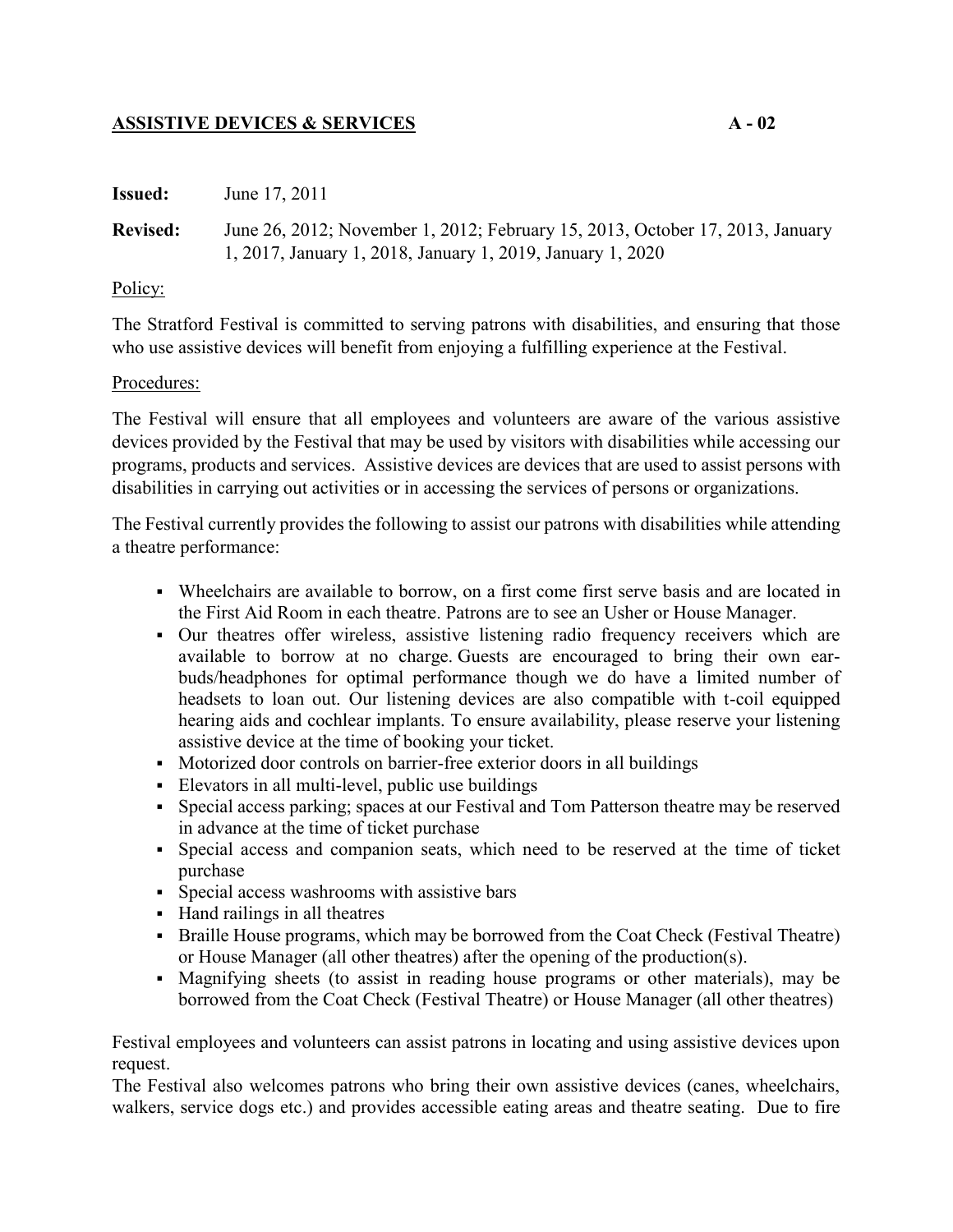## **ASSISTIVE DEVICES & SERVICES** A - 02

**Issued:** June 17, 2011

**Revised:** June 26, 2012; November 1, 2012; February 15, 2013, October 17, 2013, January 1, 2017, January 1, 2018, January 1, 2019, January 1, 2020

Policy:

The Stratford Festival is committed to serving patrons with disabilities, and ensuring that those who use assistive devices will benefit from enjoying a fulfilling experience at the Festival.

Procedures:

The Festival will ensure that all employees and volunteers are aware of the various assistive devices provided by the Festival that may be used by visitors with disabilities while accessing our programs, products and services. Assistive devices are devices that are used to assist persons with disabilities in carrying out activities or in accessing the services of persons or organizations.

The Festival currently provides the following to assist our patrons with disabilities while attending a theatre performance:

- Wheelchairs are available to borrow, on a first come first serve basis and are located in the First Aid Room in each theatre. Patrons are to see an Usher or House Manager.
- Our theatres offer wireless, assistive listening radio frequency receivers which are available to borrow at no charge. Guests are encouraged to bring their own ear-buds/headphones for optimal performance though we do have a limited number of headsets to loan out. Our listening devices are also compatible with t-coil equipped hearing aids and cochlear implants. To ensure availability, please reserve your listening assistive device at the time of booking your ticket.
- Motorized door controls on barrier-free exterior doors in all buildings
- Elevators in all multi-level, public use buildings
- Special access parking; spaces at our Festival and Tom Patterson theatre may be reserved in advance at the time of ticket purchase
- Special access and companion seats, which need to be reserved at the time of ticket purchase
- Special access washrooms with assistive bars
- Hand railings in all theatres
- Braille House programs, which may be borrowed from the Coat Check (Festival Theatre) or House Manager (all other theatres) after the opening of the production(s).
- Magnifying sheets (to assist in reading house programs or other materials), may be borrowed from the Coat Check (Festival Theatre) or House Manager (all other theatres)

Festival employees and volunteers can assist patrons in locating and using assistive devices upon request.

The Festival also welcomes patrons who bring their own assistive devices (canes, wheelchairs, walkers, service dogs etc.) and provides accessible eating areas and theatre seating. Due to fire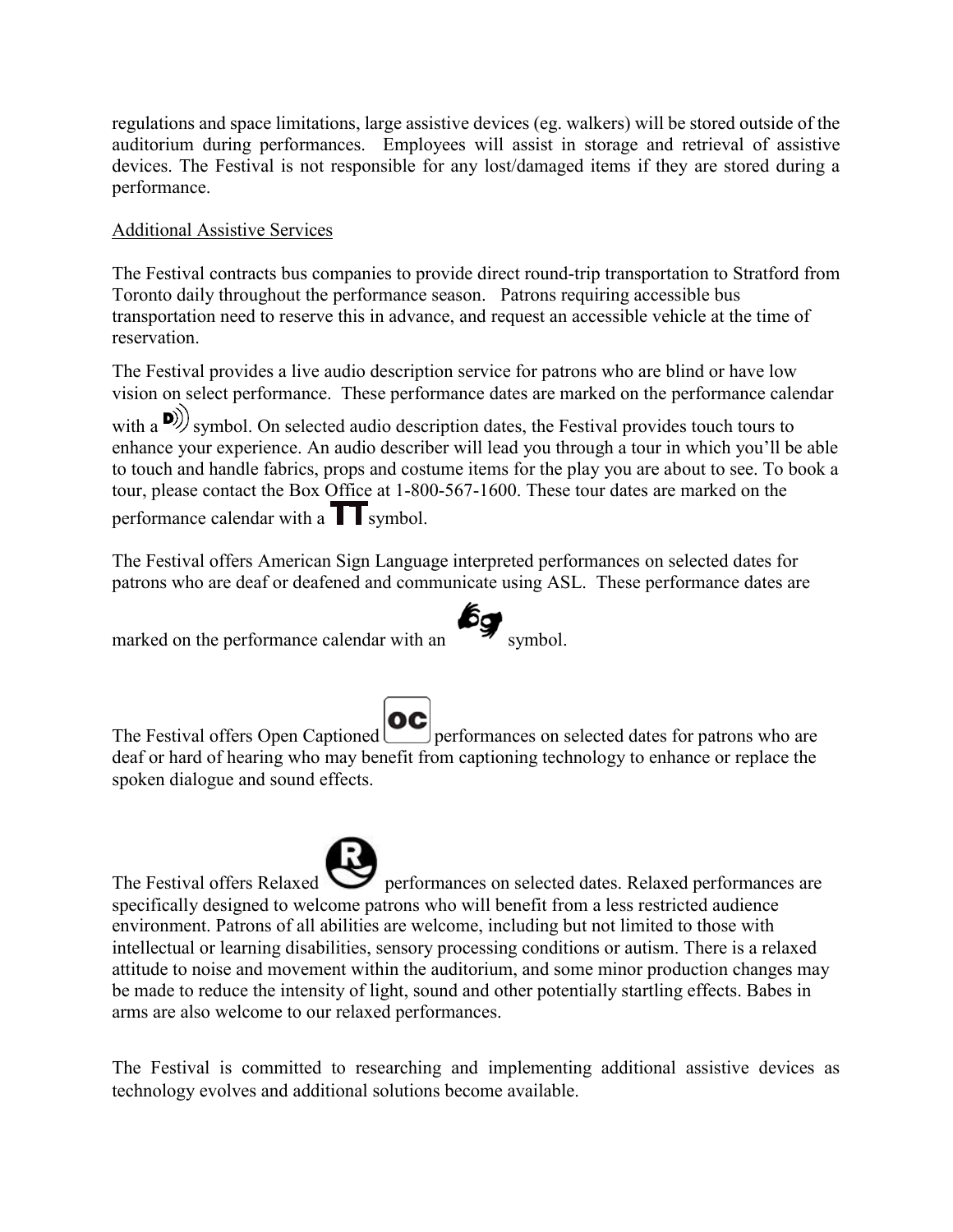regulations and space limitations, large assistive devices (eg. walkers) will be stored outside of the auditorium during performances. Employees will assist in storage and retrieval of assistive devices. The Festival is not responsible for any lost/damaged items if they are stored during a performance.

Additional Assistive Services

The Festival contracts bus companies to provide direct round-trip transportation to Stratford from Toronto daily throughout the performance season. Patrons requiring accessible bus transportation need to reserve this in advance, and request an accessible vehicle at the time of reservation.

The Festival provides a live audio description service for patrons who are blind or have low vision on select performance. These performance dates are marked on the performance calendar with a symbol. On selected audio description dates, the Festival provides touch tours to enhance your experience. An audio describer will lead you through a tour in which you'll be able to touch and handle fabrics, props and costume items for the play you are about to see. To book a tour, please contact the Box Office at 1-800-567-1600. These tour dates are marked on the performance calendar with a symbol.

The Festival offers American Sign Language interpreted performances on selected dates for patrons who are deaf or deafened and communicate using ASL. These performance dates are marked on the performance calendar with an symbol.

The Festival offers Open Captioned performances on selected dates for patrons who are deaf or hard of hearing who may benefit from captioning technology to enhance or replace the spoken dialogue and sound effects.

The Festival offers Relaxed performances on selected dates. Relaxed performances are specifically designed to welcome patrons who will benefit from a less restricted audience environment. Patrons of all abilities are welcome, including but not limited to those with intellectual or learning disabilities, sensory processing conditions or autism. There is a relaxed attitude to noise and movement within the auditorium, and some minor production changes may be made to reduce the intensity of light, sound and other potentially startling effects. Babes in arms are also welcome to our relaxed performances.

The Festival is committed to researching and implementing additional assistive devices as technology evolves and additional solutions become available.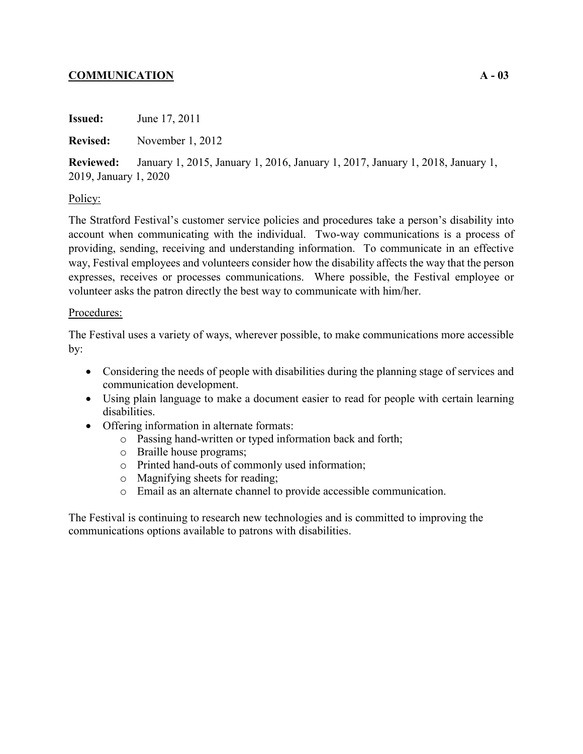## COMMUNICATION A - 03

**Issued:** June 17, 2011

**Revised:** November 1, 2012

**Reviewed:** January 1, 2015, January 1, 2016, January 1, 2017, January 1, 2018, January 1, 2019, January 1, 2020

Policy:

The Stratford Festival's customer service policies and procedures take a person's disability into account when communicating with the individual. Two-way communications is a process of providing, sending, receiving and understanding information. To communicate in an effective way, Festival employees and volunteers consider how the disability affects the way that the person expresses, receives or processes communications. Where possible, the Festival employee or volunteer asks the patron directly the best way to communicate with him/her.

Procedures:

The Festival uses a variety of ways, wherever possible, to make communications more accessible by:

- Considering the needs of people with disabilities during the planning stage of services and communication development.
- Using plain language to make a document easier to read for people with certain learning disabilities.
- Offering information in alternate formats:
  - Passing hand-written or typed information back and forth;
  - Braille house programs;
  - Printed hand-outs of commonly used information;
  - Magnifying sheets for reading;
  - Email as an alternate channel to provide accessible communication.

The Festival is continuing to research new technologies and is committed to improving the communications options available to patrons with disabilities.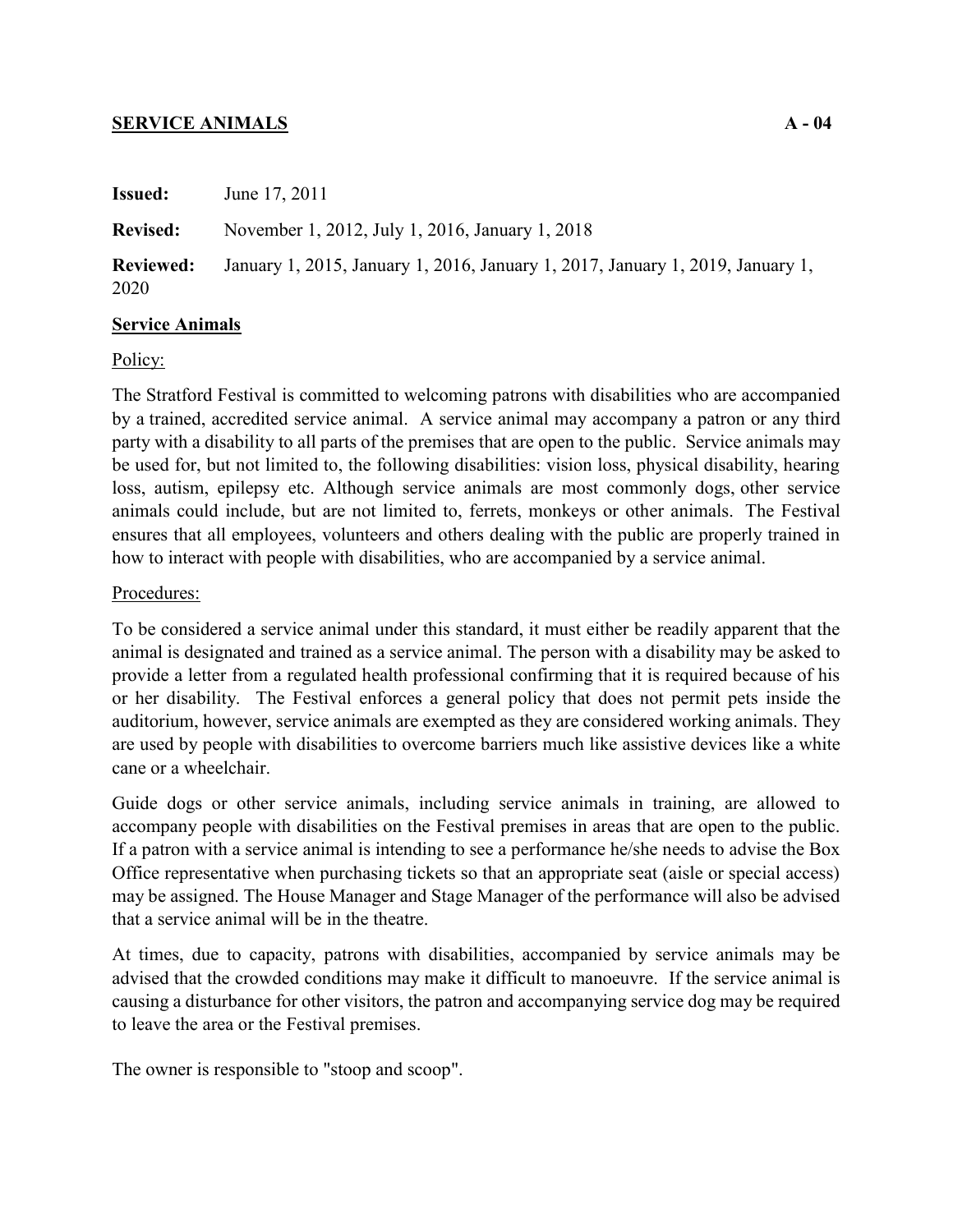## SERVICE ANIMALS A - 04

**Issued:** June 17, 2011

**Revised:** November 1, 2012, July 1, 2016, January 1, 2018

**Reviewed:** January 1, 2015, January 1, 2016, January 1, 2017, January 1, 2019, January 1, 2020

### Service Animals

Policy:

The Stratford Festival is committed to welcoming patrons with disabilities who are accompanied by a trained, accredited service animal. A service animal may accompany a patron or any third party with a disability to all parts of the premises that are open to the public. Service animals may be used for, but not limited to, the following disabilities: vision loss, physical disability, hearing loss, autism, epilepsy etc. Although service animals are most commonly dogs, other service animals could include, but are not limited to, ferrets, monkeys or other animals. The Festival ensures that all employees, volunteers and others dealing with the public are properly trained in how to interact with people with disabilities, who are accompanied by a service animal.

Procedures:

To be considered a service animal under this standard, it must either be readily apparent that the animal is designated and trained as a service animal. The person with a disability may be asked to provide a letter from a regulated health professional confirming that it is required because of his or her disability. The Festival enforces a general policy that does not permit pets inside the auditorium, however, service animals are exempted as they are considered working animals. They are used by people with disabilities to overcome barriers much like assistive devices like a white cane or a wheelchair.

Guide dogs or other service animals, including service animals in training, are allowed to accompany people with disabilities on the Festival premises in areas that are open to the public. If a patron with a service animal is intending to see a performance he/she needs to advise the Box Office representative when purchasing tickets so that an appropriate seat (aisle or special access) may be assigned. The House Manager and Stage Manager of the performance will also be advised that a service animal will be in the theatre.

At times, due to capacity, patrons with disabilities, accompanied by service animals may be advised that the crowded conditions may make it difficult to manoeuvre. If the service animal is causing a disturbance for other visitors, the patron and accompanying service dog may be required to leave the area or the Festival premises.

The owner is responsible to "stoop and scoop".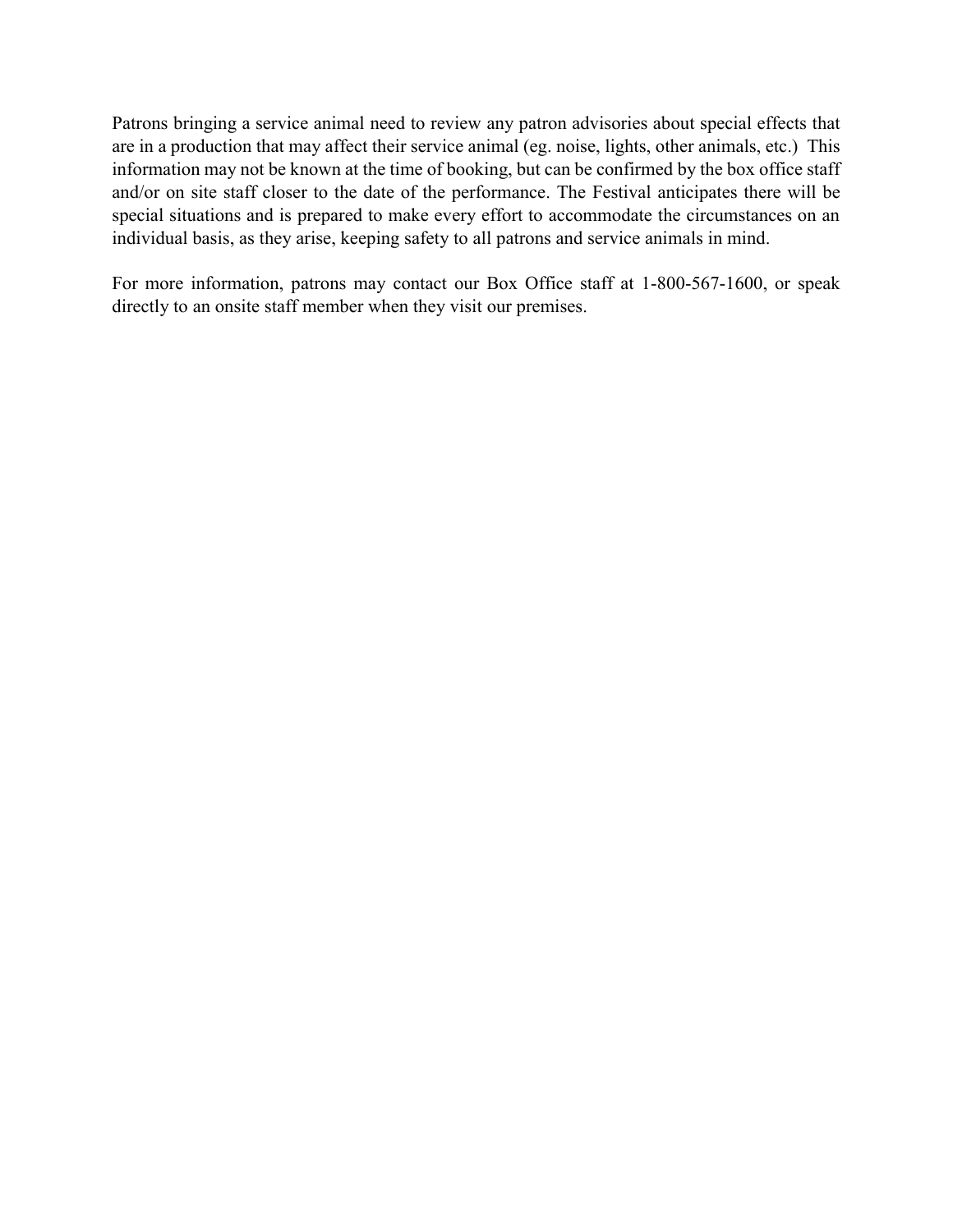Patrons bringing a service animal need to review any patron advisories about special effects that are in a production that may affect their service animal (eg. noise, lights, other animals, etc.)  This information may not be known at the time of booking, but can be confirmed by the box office staff and/or on site staff closer to the date of the performance. The Festival anticipates there will be special situations and is prepared to make every effort to accommodate the circumstances on an individual basis, as they arise, keeping safety to all patrons and service animals in mind.

For more information, patrons may contact our Box Office staff at 1-800-567-1600, or speak directly to an onsite staff member when they visit our premises.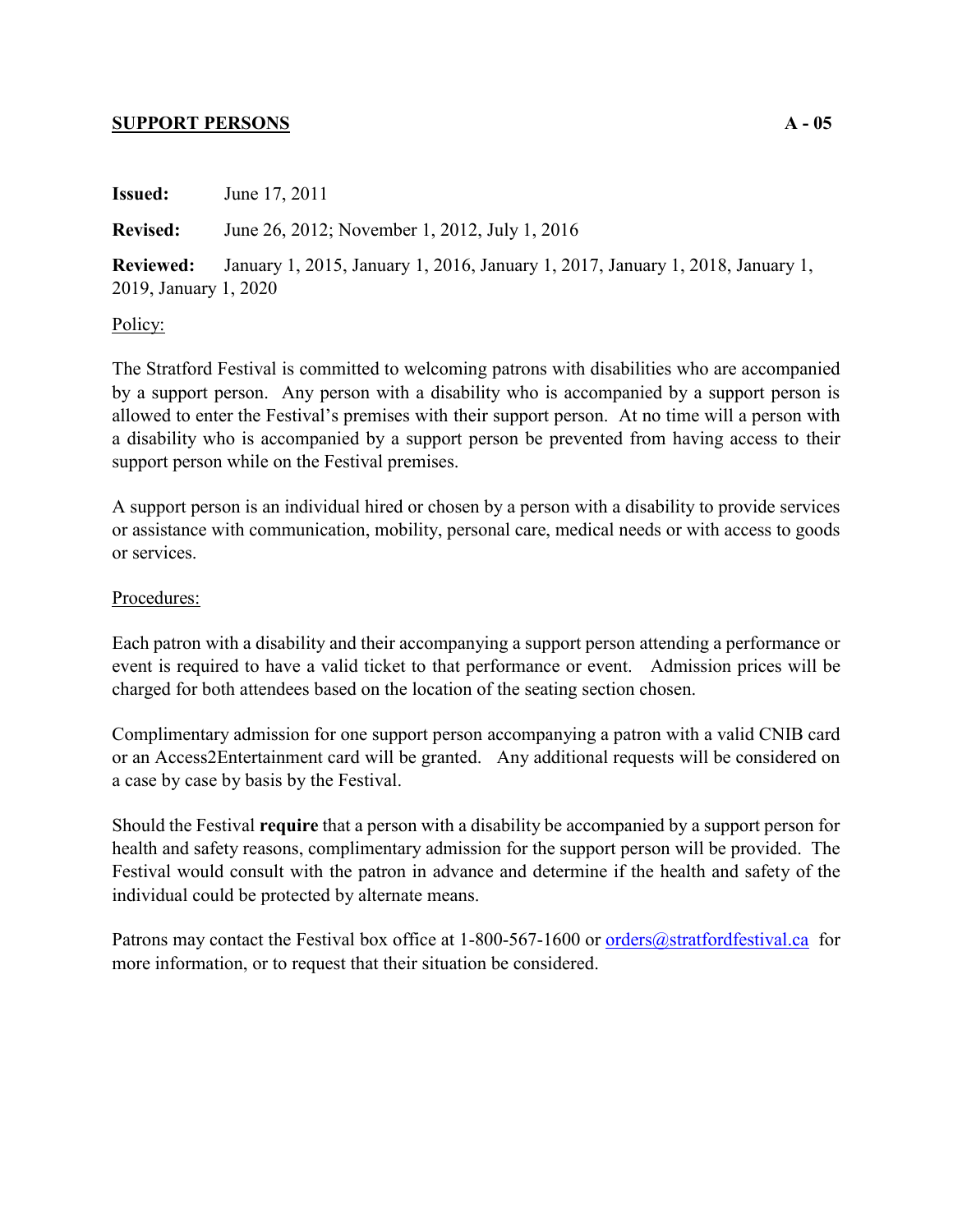## SUPPORT PERSONS A - 05

**Issued:** June 17, 2011

**Revised:** June 26, 2012; November 1, 2012, July 1, 2016

**Reviewed:** January 1, 2015, January 1, 2016, January 1, 2017, January 1, 2018, January 1, 2019, January 1, 2020

Policy:

The Stratford Festival is committed to welcoming patrons with disabilities who are accompanied by a support person. Any person with a disability who is accompanied by a support person is allowed to enter the Festival's premises with their support person. At no time will a person with a disability who is accompanied by a support person be prevented from having access to their support person while on the Festival premises.

A support person is an individual hired or chosen by a person with a disability to provide services or assistance with communication, mobility, personal care, medical needs or with access to goods or services.

Procedures:

Each patron with a disability and their accompanying a support person attending a performance or event is required to have a valid ticket to that performance or event. Admission prices will be charged for both attendees based on the location of the seating section chosen.

Complimentary admission for one support person accompanying a patron with a valid CNIB card or an Access2Entertainment card will be granted. Any additional requests will be considered on a case by case by basis by the Festival.

Should the Festival **require** that a person with a disability be accompanied by a support person for health and safety reasons, complimentary admission for the support person will be provided. The Festival would consult with the patron in advance and determine if the health and safety of the individual could be protected by alternate means.

Patrons may contact the Festival box office at 1-800-567-1600 or orders@stratfordfestival.ca for more information, or to request that their situation be considered.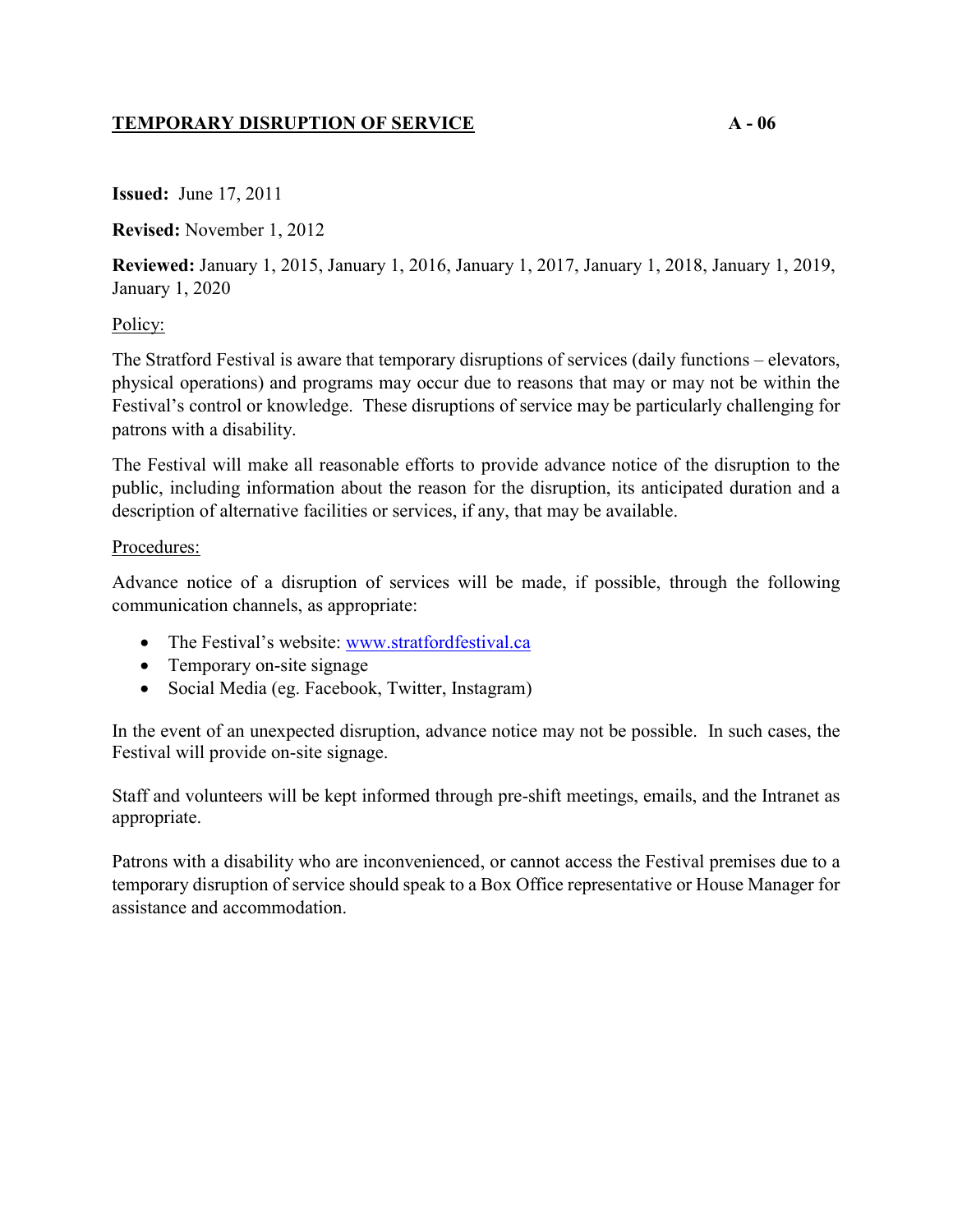## TEMPORARY DISRUPTION OF SERVICE A - 06

**Issued:** June 17, 2011

**Revised:** November 1, 2012

**Reviewed:** January 1, 2015, January 1, 2016, January 1, 2017, January 1, 2018, January 1, 2019, January 1, 2020

Policy:

The Stratford Festival is aware that temporary disruptions of services (daily functions – elevators, physical operations) and programs may occur due to reasons that may or may not be within the Festival's control or knowledge. These disruptions of service may be particularly challenging for patrons with a disability.

The Festival will make all reasonable efforts to provide advance notice of the disruption to the public, including information about the reason for the disruption, its anticipated duration and a description of alternative facilities or services, if any, that may be available.

Procedures:

Advance notice of a disruption of services will be made, if possible, through the following communication channels, as appropriate:

- The Festival's website: www.stratfordfestival.ca
- Temporary on-site signage
- Social Media (eg. Facebook, Twitter, Instagram)

In the event of an unexpected disruption, advance notice may not be possible. In such cases, the Festival will provide on-site signage.

Staff and volunteers will be kept informed through pre-shift meetings, emails, and the Intranet as appropriate.

Patrons with a disability who are inconvenienced, or cannot access the Festival premises due to a temporary disruption of service should speak to a Box Office representative or House Manager for assistance and accommodation.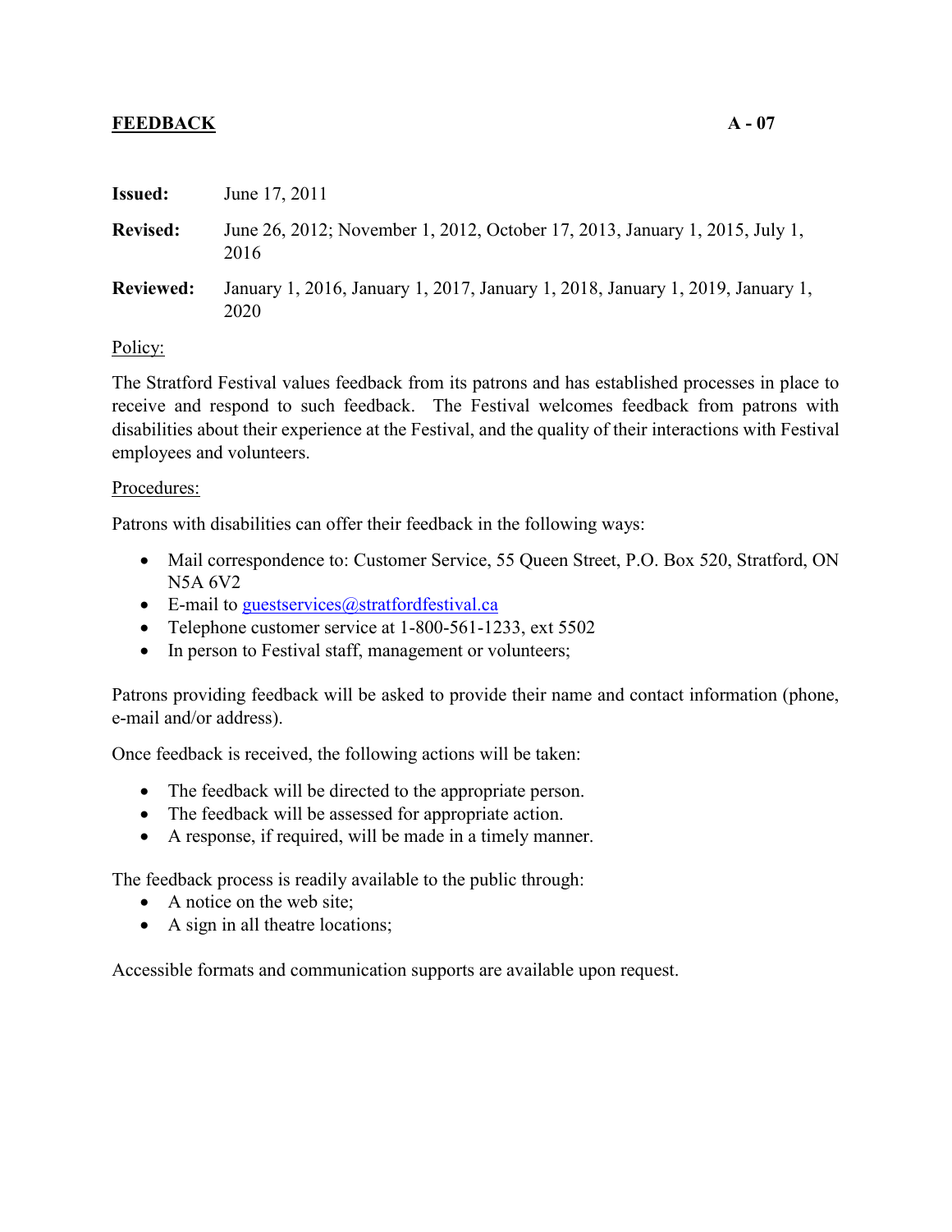## FEEDBACK A - 07

**Issued:** June 17, 2011

**Revised:** June 26, 2012; November 1, 2012, October 17, 2013, January 1, 2015, July 1, 2016

**Reviewed:** January 1, 2016, January 1, 2017, January 1, 2018, January 1, 2019, January 1, 2020

Policy:

The Stratford Festival values feedback from its patrons and has established processes in place to receive and respond to such feedback. The Festival welcomes feedback from patrons with disabilities about their experience at the Festival, and the quality of their interactions with Festival employees and volunteers.

Procedures:

Patrons with disabilities can offer their feedback in the following ways:

- Mail correspondence to: Customer Service, 55 Queen Street, P.O. Box 520, Stratford, ON N5A 6V2
- E-mail to guestservices@stratfordfestival.ca
- Telephone customer service at 1-800-561-1233, ext 5502
- In person to Festival staff, management or volunteers;

Patrons providing feedback will be asked to provide their name and contact information (phone, e-mail and/or address).

Once feedback is received, the following actions will be taken:

- The feedback will be directed to the appropriate person.
- The feedback will be assessed for appropriate action.
- A response, if required, will be made in a timely manner.

The feedback process is readily available to the public through:

- A notice on the web site;
- A sign in all theatre locations;

Accessible formats and communication supports are available upon request.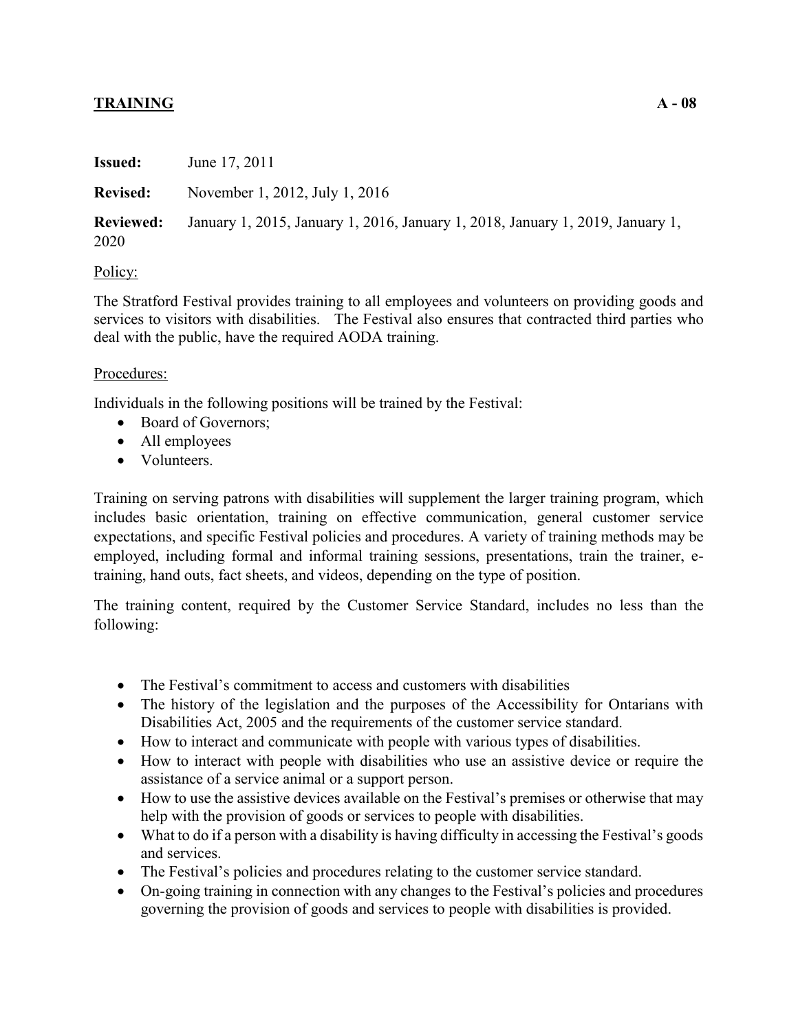## TRAINING A - 08

**Issued:** June 17, 2011

**Revised:** November 1, 2012, July 1, 2016

**Reviewed:** January 1, 2015, January 1, 2016, January 1, 2018, January 1, 2019, January 1, 2020

Policy:

The Stratford Festival provides training to all employees and volunteers on providing goods and services to visitors with disabilities. The Festival also ensures that contracted third parties who deal with the public, have the required AODA training.

Procedures:

Individuals in the following positions will be trained by the Festival:

- Board of Governors;
- All employees
- Volunteers.

Training on serving patrons with disabilities will supplement the larger training program, which includes basic orientation, training on effective communication, general customer service expectations, and specific Festival policies and procedures. A variety of training methods may be employed, including formal and informal training sessions, presentations, train the trainer, e-training, hand outs, fact sheets, and videos, depending on the type of position.

The training content, required by the Customer Service Standard, includes no less than the following:

- The Festival's commitment to access and customers with disabilities
- The history of the legislation and the purposes of the Accessibility for Ontarians with Disabilities Act, 2005 and the requirements of the customer service standard.
- How to interact and communicate with people with various types of disabilities.
- How to interact with people with disabilities who use an assistive device or require the assistance of a service animal or a support person.
- How to use the assistive devices available on the Festival's premises or otherwise that may help with the provision of goods or services to people with disabilities.
- What to do if a person with a disability is having difficulty in accessing the Festival's goods and services.
- The Festival's policies and procedures relating to the customer service standard.
- On-going training in connection with any changes to the Festival's policies and procedures governing the provision of goods and services to people with disabilities is provided.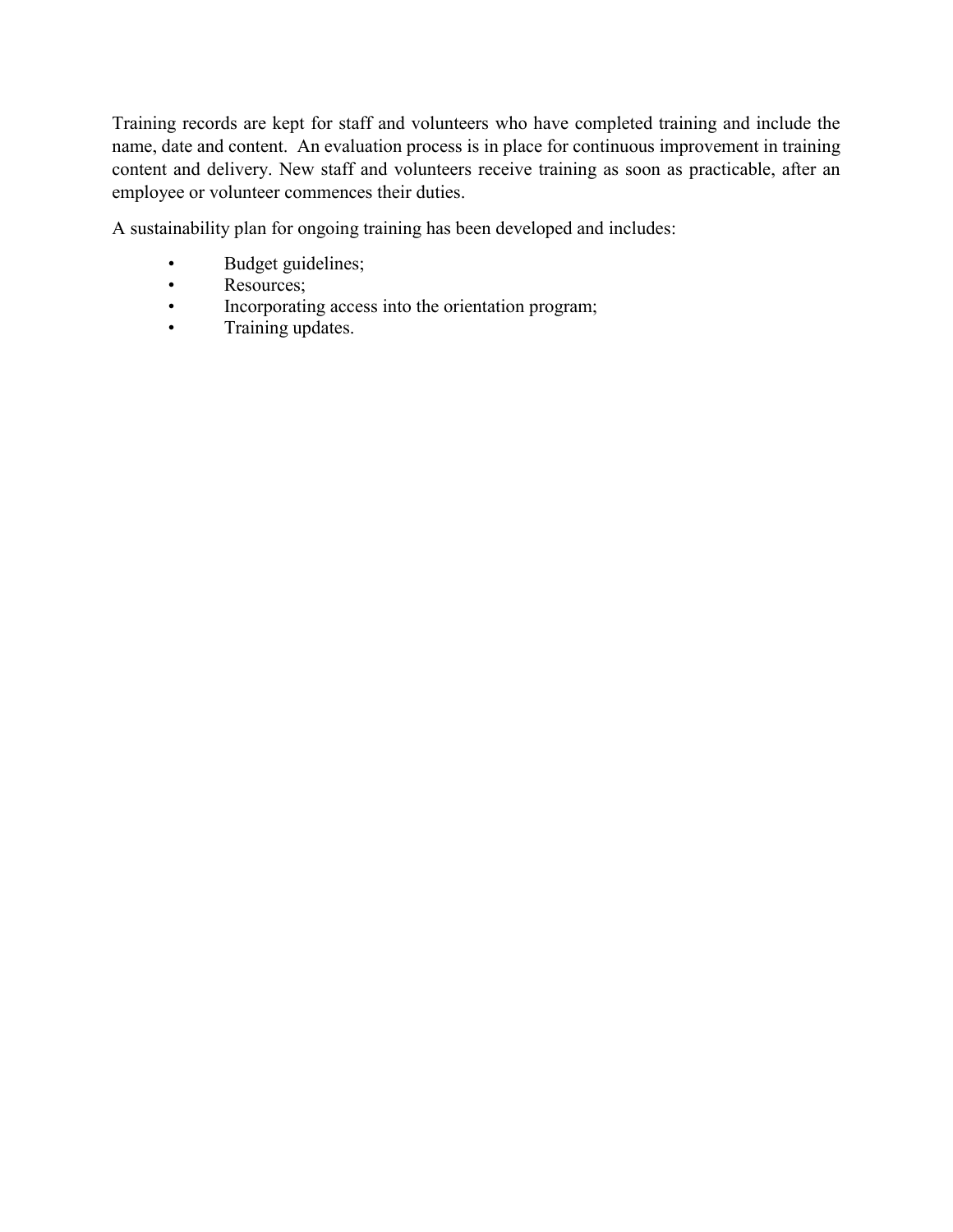Training records are kept for staff and volunteers who have completed training and include the name, date and content.  An evaluation process is in place for continuous improvement in training content and delivery. New staff and volunteers receive training as soon as practicable, after an employee or volunteer commences their duties.

A sustainability plan for ongoing training has been developed and includes:

- Budget guidelines;
- Resources;
- Incorporating access into the orientation program;
- Training updates.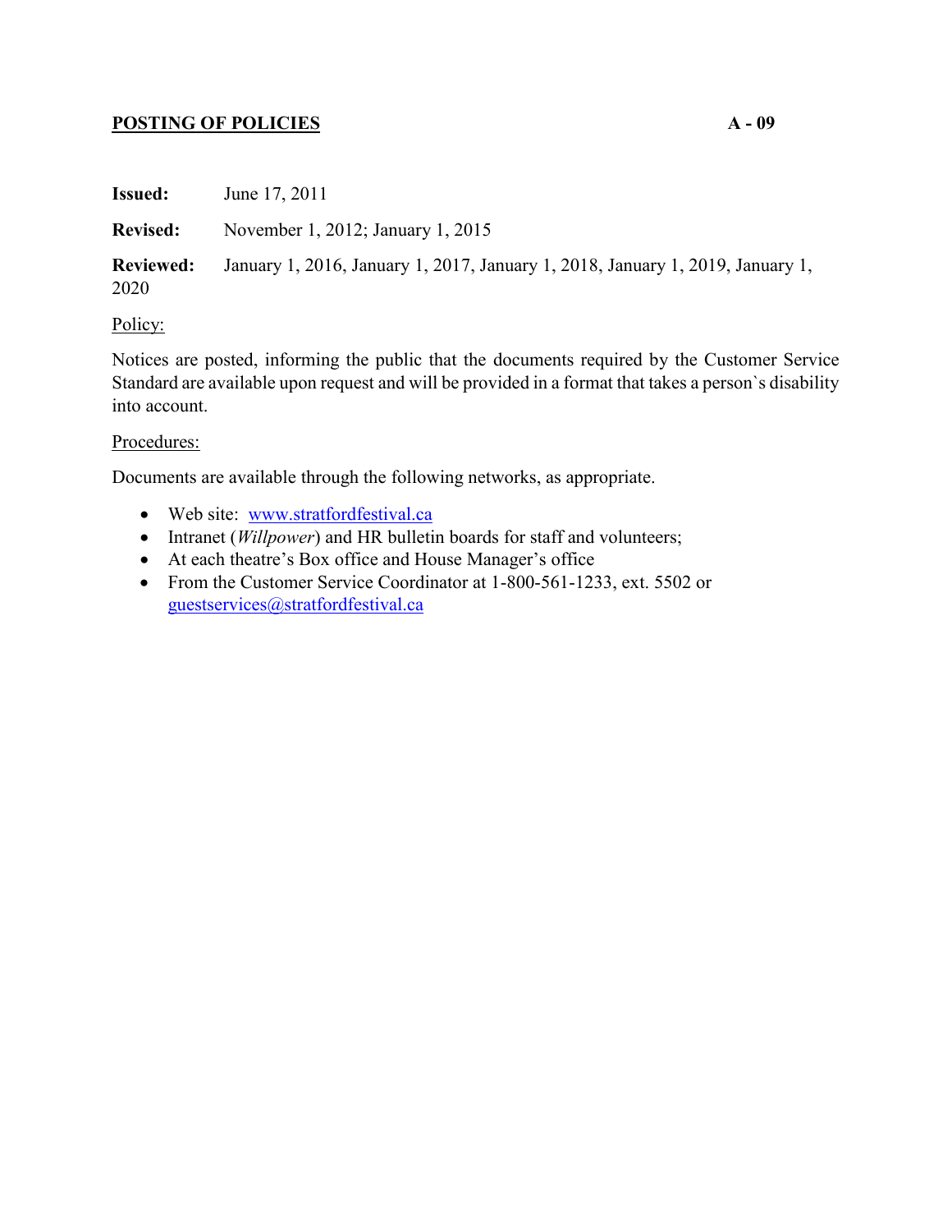## POSTING OF POLICIES A - 09

**Issued:** June 17, 2011

**Revised:** November 1, 2012; January 1, 2015

**Reviewed:** January 1, 2016, January 1, 2017, January 1, 2018, January 1, 2019, January 1, 2020

Policy:

Notices are posted, informing the public that the documents required by the Customer Service Standard are available upon request and will be provided in a format that takes a person`s disability into account.

Procedures:

Documents are available through the following networks, as appropriate.

- Web site: [www.stratfordfestival.ca](http://www.stratfordfestival.ca)
- Intranet (*Willpower*) and HR bulletin boards for staff and volunteers;
- At each theatre's Box office and House Manager's office
- From the Customer Service Coordinator at 1-800-561-1233, ext. 5502 or [guestservices@stratfordfestival.ca](mailto:guestservices@stratfordfestival.ca)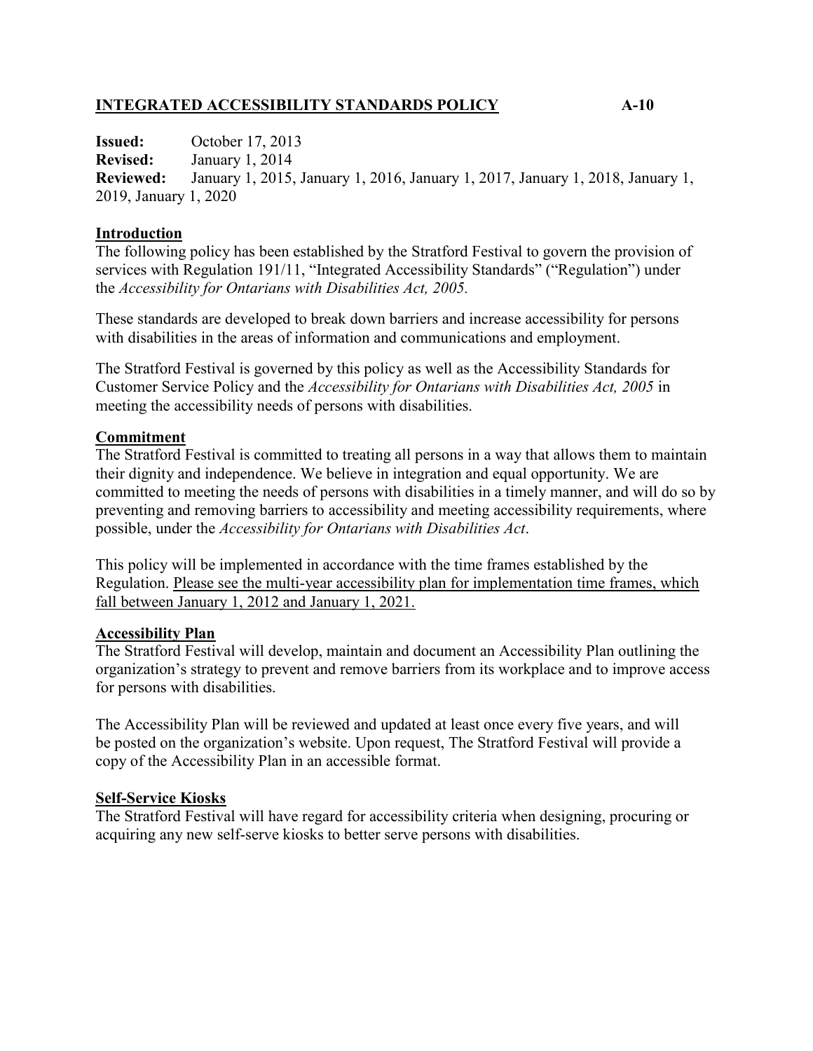## INTEGRATED ACCESSIBILITY STANDARDS POLICY A-10

**Issued:** October 17, 2013
**Revised:** January 1, 2014
**Reviewed:** January 1, 2015, January 1, 2016, January 1, 2017, January 1, 2018, January 1, 2019, January 1, 2020

### Introduction

The following policy has been established by the Stratford Festival to govern the provision of services with Regulation 191/11, "Integrated Accessibility Standards" ("Regulation") under the *Accessibility for Ontarians with Disabilities Act, 2005.*

These standards are developed to break down barriers and increase accessibility for persons with disabilities in the areas of information and communications and employment.

The Stratford Festival is governed by this policy as well as the Accessibility Standards for Customer Service Policy and the *Accessibility for Ontarians with Disabilities Act, 2005* in meeting the accessibility needs of persons with disabilities.

### Commitment

The Stratford Festival is committed to treating all persons in a way that allows them to maintain their dignity and independence. We believe in integration and equal opportunity. We are committed to meeting the needs of persons with disabilities in a timely manner, and will do so by preventing and removing barriers to accessibility and meeting accessibility requirements, where possible, under the *Accessibility for Ontarians with Disabilities Act*.

This policy will be implemented in accordance with the time frames established by the Regulation. Please see the multi-year accessibility plan for implementation time frames, which fall between January 1, 2012 and January 1, 2021.

### Accessibility Plan

The Stratford Festival will develop, maintain and document an Accessibility Plan outlining the organization's strategy to prevent and remove barriers from its workplace and to improve access for persons with disabilities.

The Accessibility Plan will be reviewed and updated at least once every five years, and will be posted on the organization's website. Upon request, The Stratford Festival will provide a copy of the Accessibility Plan in an accessible format.

### Self-Service Kiosks

The Stratford Festival will have regard for accessibility criteria when designing, procuring or acquiring any new self-serve kiosks to better serve persons with disabilities.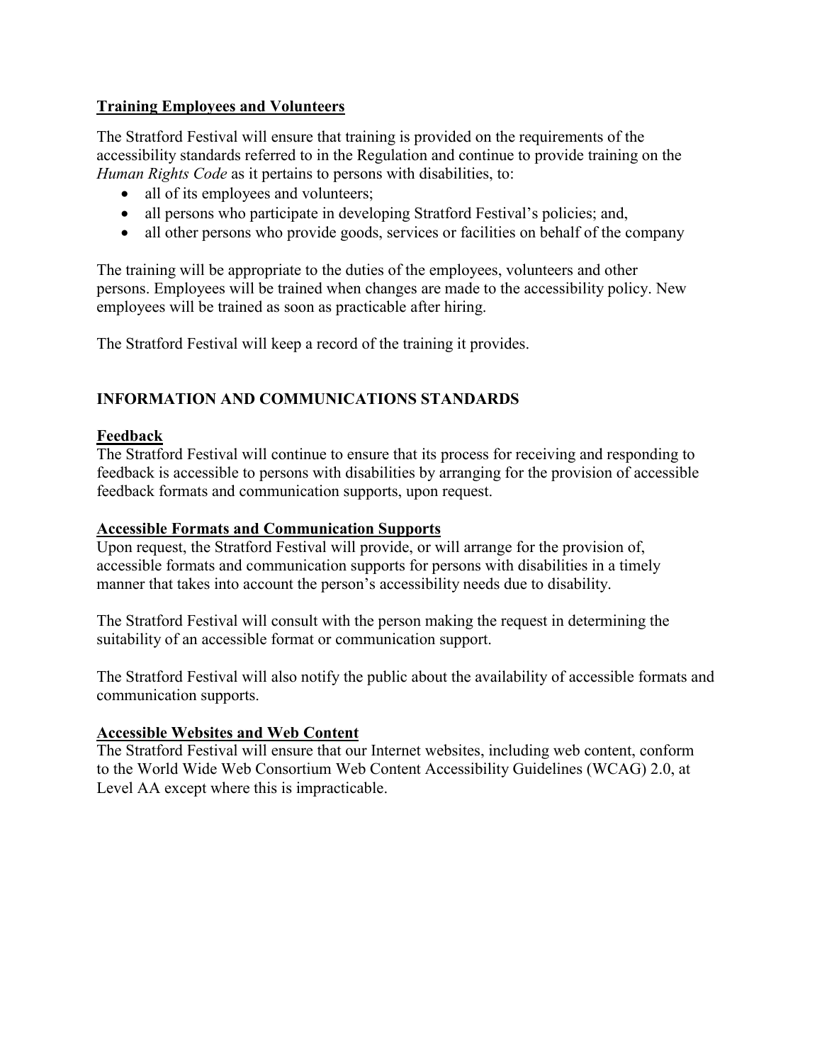**Training Employees and Volunteers**

The Stratford Festival will ensure that training is provided on the requirements of the accessibility standards referred to in the Regulation and continue to provide training on the *Human Rights Code* as it pertains to persons with disabilities, to:

- all of its employees and volunteers;
- all persons who participate in developing Stratford Festival's policies; and,
- all other persons who provide goods, services or facilities on behalf of the company

The training will be appropriate to the duties of the employees, volunteers and other persons. Employees will be trained when changes are made to the accessibility policy. New employees will be trained as soon as practicable after hiring.

The Stratford Festival will keep a record of the training it provides.

## INFORMATION AND COMMUNICATIONS STANDARDS

**Feedback**

The Stratford Festival will continue to ensure that its process for receiving and responding to feedback is accessible to persons with disabilities by arranging for the provision of accessible feedback formats and communication supports, upon request.

**Accessible Formats and Communication Supports**

Upon request, the Stratford Festival will provide, or will arrange for the provision of, accessible formats and communication supports for persons with disabilities in a timely manner that takes into account the person's accessibility needs due to disability.

The Stratford Festival will consult with the person making the request in determining the suitability of an accessible format or communication support.

The Stratford Festival will also notify the public about the availability of accessible formats and communication supports.

**Accessible Websites and Web Content**

The Stratford Festival will ensure that our Internet websites, including web content, conform to the World Wide Web Consortium Web Content Accessibility Guidelines (WCAG) 2.0, at Level AA except where this is impracticable.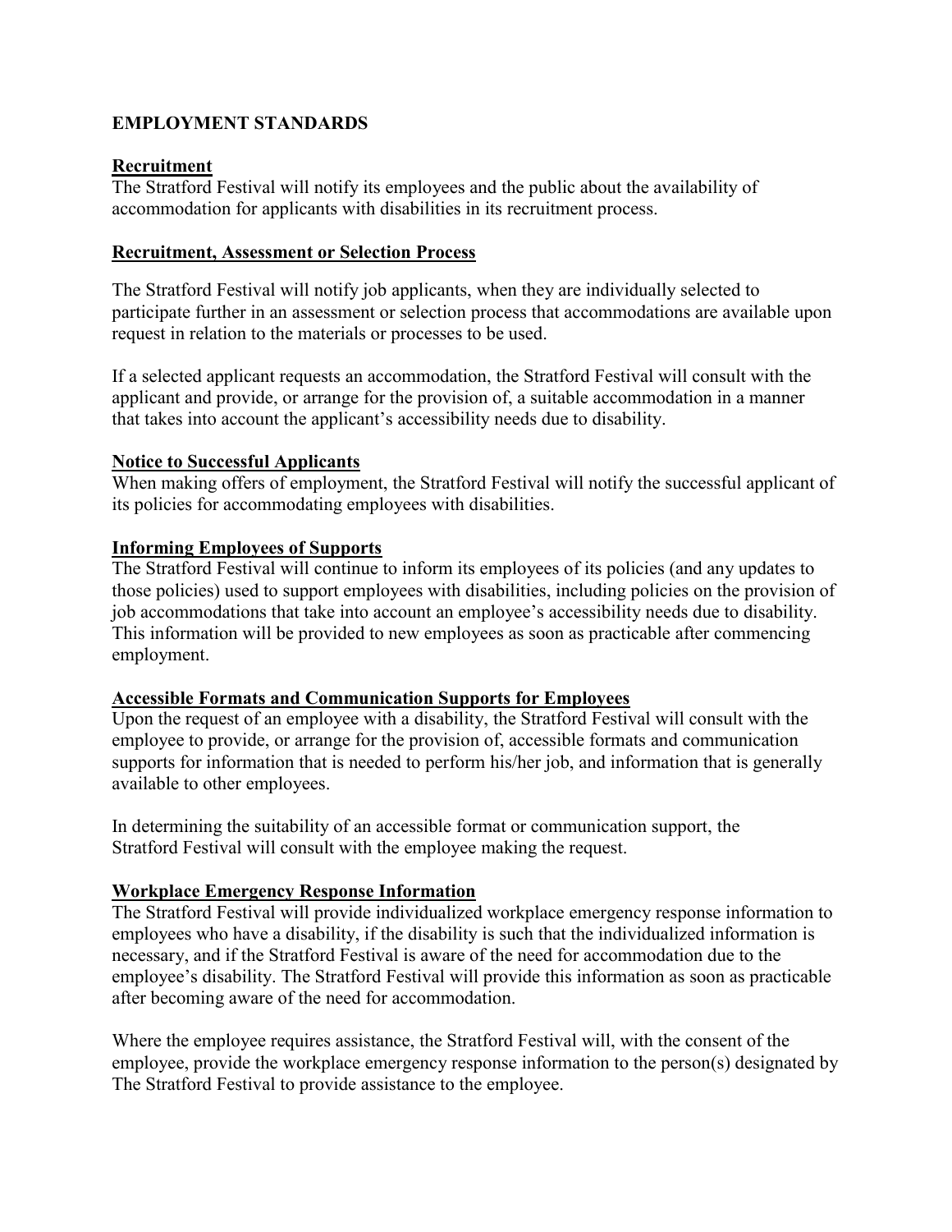## EMPLOYMENT STANDARDS

### Recruitment

The Stratford Festival will notify its employees and the public about the availability of accommodation for applicants with disabilities in its recruitment process.

### Recruitment, Assessment or Selection Process

The Stratford Festival will notify job applicants, when they are individually selected to participate further in an assessment or selection process that accommodations are available upon request in relation to the materials or processes to be used.

If a selected applicant requests an accommodation, the Stratford Festival will consult with the applicant and provide, or arrange for the provision of, a suitable accommodation in a manner that takes into account the applicant's accessibility needs due to disability.

### Notice to Successful Applicants

When making offers of employment, the Stratford Festival will notify the successful applicant of its policies for accommodating employees with disabilities.

### Informing Employees of Supports

The Stratford Festival will continue to inform its employees of its policies (and any updates to those policies) used to support employees with disabilities, including policies on the provision of job accommodations that take into account an employee's accessibility needs due to disability. This information will be provided to new employees as soon as practicable after commencing employment.

### Accessible Formats and Communication Supports for Employees

Upon the request of an employee with a disability, the Stratford Festival will consult with the employee to provide, or arrange for the provision of, accessible formats and communication supports for information that is needed to perform his/her job, and information that is generally available to other employees.

In determining the suitability of an accessible format or communication support, the Stratford Festival will consult with the employee making the request.

### Workplace Emergency Response Information

The Stratford Festival will provide individualized workplace emergency response information to employees who have a disability, if the disability is such that the individualized information is necessary, and if the Stratford Festival is aware of the need for accommodation due to the employee's disability. The Stratford Festival will provide this information as soon as practicable after becoming aware of the need for accommodation.

Where the employee requires assistance, the Stratford Festival will, with the consent of the employee, provide the workplace emergency response information to the person(s) designated by The Stratford Festival to provide assistance to the employee.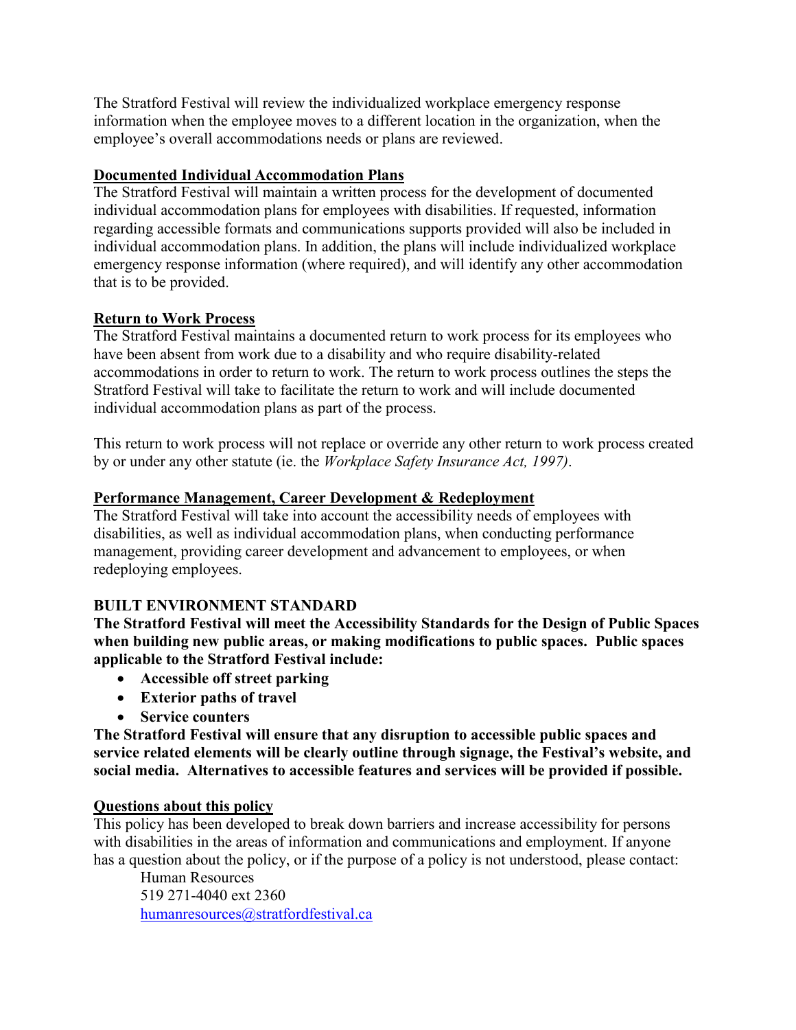The Stratford Festival will review the individualized workplace emergency response information when the employee moves to a different location in the organization, when the employee's overall accommodations needs or plans are reviewed.

**Documented Individual Accommodation Plans**

The Stratford Festival will maintain a written process for the development of documented individual accommodation plans for employees with disabilities. If requested, information regarding accessible formats and communications supports provided will also be included in individual accommodation plans. In addition, the plans will include individualized workplace emergency response information (where required), and will identify any other accommodation that is to be provided.

**Return to Work Process**

The Stratford Festival maintains a documented return to work process for its employees who have been absent from work due to a disability and who require disability-related accommodations in order to return to work. The return to work process outlines the steps the Stratford Festival will take to facilitate the return to work and will include documented individual accommodation plans as part of the process.

This return to work process will not replace or override any other return to work process created by or under any other statute (ie. the *Workplace Safety Insurance Act, 1997)*.

**Performance Management, Career Development & Redeployment**

The Stratford Festival will take into account the accessibility needs of employees with disabilities, as well as individual accommodation plans, when conducting performance management, providing career development and advancement to employees, or when redeploying employees.

**BUILT ENVIRONMENT STANDARD**

**The Stratford Festival will meet the Accessibility Standards for the Design of Public Spaces when building new public areas, or making modifications to public spaces. Public spaces applicable to the Stratford Festival include:**

- **Accessible off street parking**
- **Exterior paths of travel**
- **Service counters**

**The Stratford Festival will ensure that any disruption to accessible public spaces and service related elements will be clearly outline through signage, the Festival's website, and social media. Alternatives to accessible features and services will be provided if possible.**

**Questions about this policy**

This policy has been developed to break down barriers and increase accessibility for persons with disabilities in the areas of information and communications and employment. If anyone has a question about the policy, or if the purpose of a policy is not understood, please contact:

Human Resources
519 271-4040 ext 2360
humanresources@stratfordfestival.ca